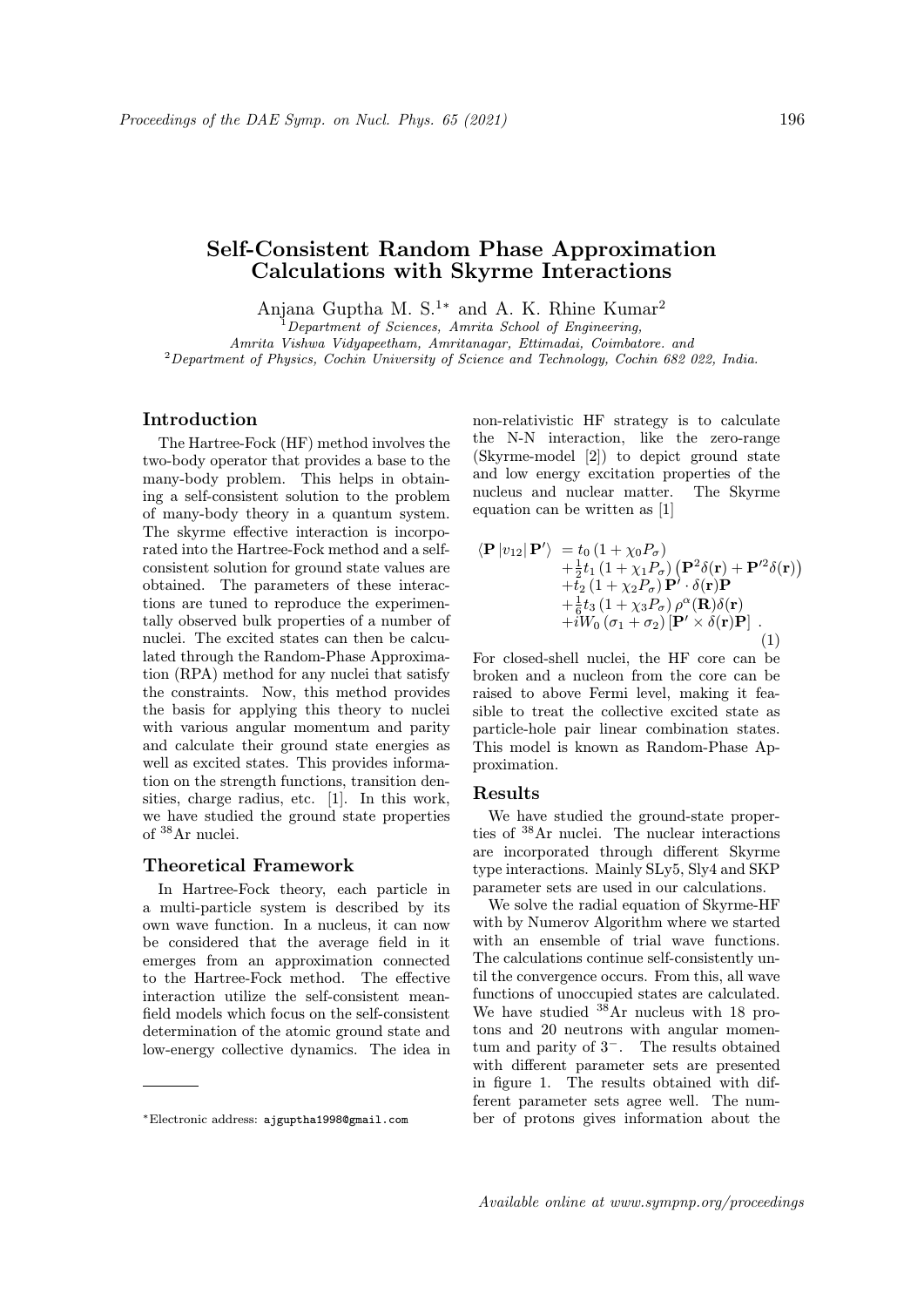# Self-Consistent Random Phase Approximation Calculations with Skyrme Interactions

Anjana Guptha M. S.[1*] and A. K. Rhine Kumar[2]

[1] *Department of Sciences, Amrita School of Engineering, Amrita Vishwa Vidyapeetham, Amritanagar, Ettimadai, Coimbatore.* and
[2] *Department of Physics, Cochin University of Science and Technology, Cochin 682 022, India.*

## Introduction

The Hartree-Fock (HF) method involves the two-body operator that provides a base to the many-body problem. This helps in obtaining a self-consistent solution to the problem of many-body theory in a quantum system. The skyrme effective interaction is incorporated into the Hartree-Fock method and a self-consistent solution for ground state values are obtained. The parameters of these interactions are tuned to reproduce the experimentally observed bulk properties of a number of nuclei. The excited states can then be calculated through the Random-Phase Approximation (RPA) method for any nuclei that satisfy the constraints. Now, this method provides the basis for applying this theory to nuclei with various angular momentum and parity and calculate their ground state energies as well as excited states. This provides information on the strength functions, transition densities, charge radius, etc. [1]. In this work, we have studied the ground state properties of $^{38}$Ar nuclei.

## Theoretical Framework

In Hartree-Fock theory, each particle in a multi-particle system is described by its own wave function. In a nucleus, it can now be considered that the average field in it emerges from an approximation connected to the Hartree-Fock method. The effective interaction utilize the self-consistent mean-field models which focus on the self-consistent determination of the atomic ground state and low-energy collective dynamics. The idea in non-relativistic HF strategy is to calculate the N-N interaction, like the zero-range (Skyrme-model [2]) to depict ground state and low energy excitation properties of the nucleus and nuclear matter. The Skyrme equation can be written as [1]

$$
\begin{aligned}
\langle \mathbf{P} \,|v_{12}|\, \mathbf{P'} \rangle \; &= t_0 \left(1 + \chi_0 P_\sigma\right) \\
&+ \tfrac{1}{2} t_1 \left(1 + \chi_1 P_\sigma\right) \left(\mathbf{P}^2 \delta(\mathbf{r}) + \mathbf{P'}^2 \delta(\mathbf{r})\right) \\
&+ t_2 \left(1 + \chi_2 P_\sigma\right) \mathbf{P'} \cdot \delta(\mathbf{r}) \mathbf{P} \\
&+ \tfrac{1}{6} t_3 \left(1 + \chi_3 P_\sigma\right) \rho^\alpha(\mathbf{R}) \delta(\mathbf{r}) \\
&+ i W_0 \left(\sigma_1 + \sigma_2\right) \left[\mathbf{P'} \times \delta(\mathbf{r}) \mathbf{P}\right] \; .
\end{aligned} \tag{1}
$$

For closed-shell nuclei, the HF core can be broken and a nucleon from the core can be raised to above Fermi level, making it feasible to treat the collective excited state as particle-hole pair linear combination states. This model is known as Random-Phase Approximation.

## Results

We have studied the ground-state properties of $^{38}$Ar nuclei. The nuclear interactions are incorporated through different Skyrme type interactions. Mainly SLy5, Sly4 and SKP parameter sets are used in our calculations.

We solve the radial equation of Skyrme-HF with by Numerov Algorithm where we started with an ensemble of trial wave functions. The calculations continue self-consistently until the convergence occurs. From this, all wave functions of unoccupied states are calculated. We have studied $^{38}$Ar nucleus with 18 protons and 20 neutrons with angular momentum and parity of $3^-$. The results obtained with different parameter sets are presented in figure 1. The results obtained with different parameter sets agree well. The number of protons gives information about the

*Electronic address: ajguptha1998@gmail.com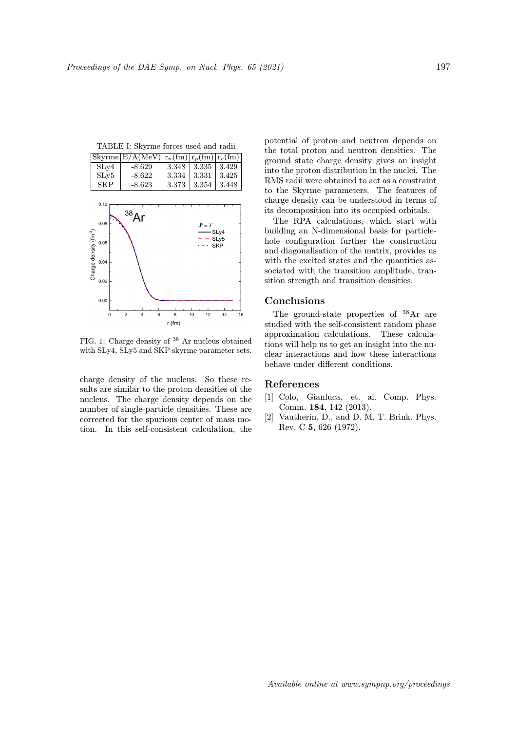TABLE I: Skyrme forces used and radii

| Skyrme | E/A(MeV) | $r_n$(fm) | $r_p$(fm) | $r_c$(fm) |
|---|---|---|---|---|
| SLy4 | -8.629 | 3.348 | 3.335 | 3.429 |
| SLy5 | -8.622 | 3.334 | 3.331 | 3.425 |
| SKP | -8.623 | 3.373 | 3.354 | 3.448 |

$^{38}$Ar

$J^\pi = 3^-$

SLy4

SLy5

SKP

Charge density (fm$^{-3}$)

r (fm)

0.10

0.08

0.06

0.04

0.02

0.00

0 2 4 6 8 10 12 14 16

FIG. 1: Charge density of $^{38}$ Ar nucleus obtained with SLy4, SLy5 and SKP skyrme parameter sets.

charge density of the nucleus. So these results are similar to the proton densities of the nucleus. The charge density depends on the number of single-particle densities. These are corrected for the spurious center of mass motion. In this self-consistent calculation, the potential of proton and neutron depends on the total proton and neutron densities. The ground state charge density gives an insight into the proton distribution in the nuclei. The RMS radii were obtained to act as a constraint to the Skyrme parameters. The features of charge density can be understood in terms of its decomposition into its occupied orbitals.

The RPA calculations, which start with building an N-dimensional basis for particle-hole configuration further the construction and diagonalisation of the matrix, provides us with the excited states and the quantities associated with the transition amplitude, transition strength and transition densities.

## Conclusions

The ground-state properties of $^{38}$Ar are studied with the self-consistent random phase approximation calculations. These calculations will help us to get an insight into the nuclear interactions and how these interactions behave under different conditions.

## References

[1] Colo, Gianluca, et. al. Comp. Phys. Comm. **184**, 142 (2013).

[2] Vautherin, D., and D. M. T. Brink. Phys. Rev. C **5**, 626 (1972).